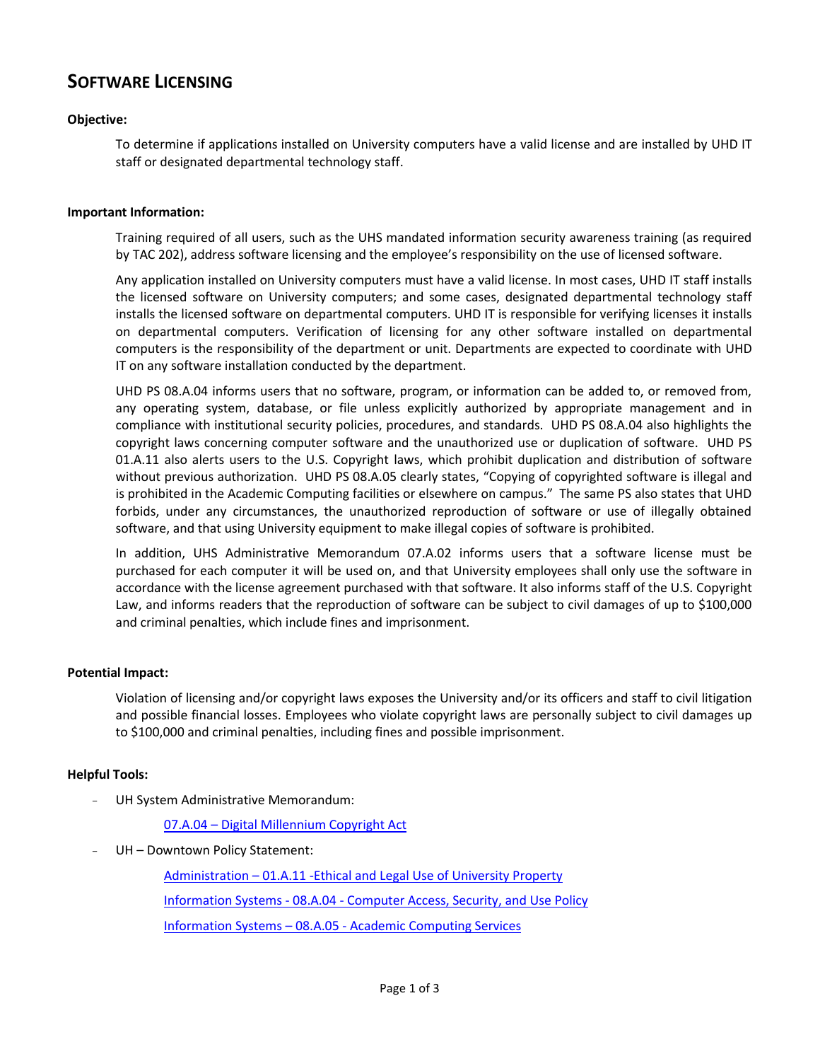# SOFTWARE LICENSING

**Objective:**

To determine if applications installed on University computers have a valid license and are installed by UHD IT staff or designated departmental technology staff.

**Important Information:**

Training required of all users, such as the UHS mandated information security awareness training (as required by TAC 202), address software licensing and the employee's responsibility on the use of licensed software.

Any application installed on University computers must have a valid license. In most cases, UHD IT staff installs the licensed software on University computers; and some cases, designated departmental technology staff installs the licensed software on departmental computers. UHD IT is responsible for verifying licenses it installs on departmental computers. Verification of licensing for any other software installed on departmental computers is the responsibility of the department or unit. Departments are expected to coordinate with UHD IT on any software installation conducted by the department.

UHD PS 08.A.04 informs users that no software, program, or information can be added to, or removed from, any operating system, database, or file unless explicitly authorized by appropriate management and in compliance with institutional security policies, procedures, and standards. UHD PS 08.A.04 also highlights the copyright laws concerning computer software and the unauthorized use or duplication of software. UHD PS 01.A.11 also alerts users to the U.S. Copyright laws, which prohibit duplication and distribution of software without previous authorization. UHD PS 08.A.05 clearly states, "Copying of copyrighted software is illegal and is prohibited in the Academic Computing facilities or elsewhere on campus." The same PS also states that UHD forbids, under any circumstances, the unauthorized reproduction of software or use of illegally obtained software, and that using University equipment to make illegal copies of software is prohibited.

In addition, UHS Administrative Memorandum 07.A.02 informs users that a software license must be purchased for each computer it will be used on, and that University employees shall only use the software in accordance with the license agreement purchased with that software. It also informs staff of the U.S. Copyright Law, and informs readers that the reproduction of software can be subject to civil damages of up to $100,000 and criminal penalties, which include fines and imprisonment.

**Potential Impact:**

Violation of licensing and/or copyright laws exposes the University and/or its officers and staff to civil litigation and possible financial losses. Employees who violate copyright laws are personally subject to civil damages up to $100,000 and criminal penalties, including fines and possible imprisonment.

**Helpful Tools:**

- UH System Administrative Memorandum:
  - 07.A.04 – Digital Millennium Copyright Act
- UH – Downtown Policy Statement:
  - Administration – 01.A.11 -Ethical and Legal Use of University Property
  - Information Systems - 08.A.04 - Computer Access, Security, and Use Policy
  - Information Systems – 08.A.05 - Academic Computing Services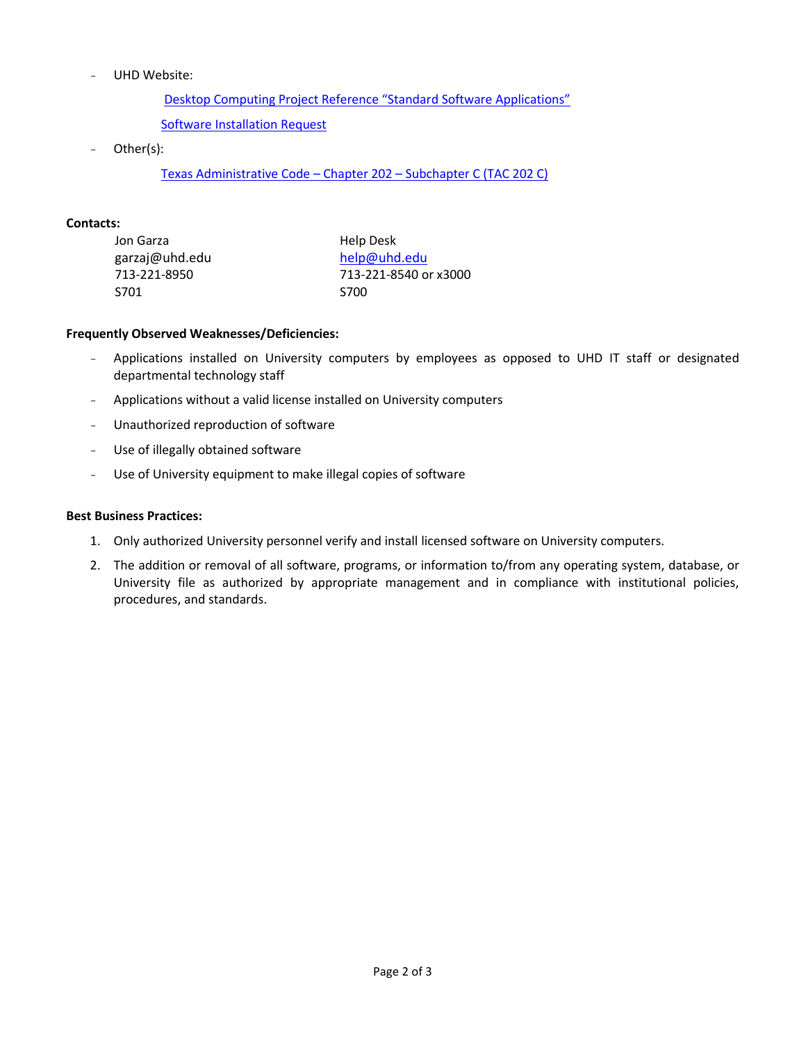- UHD Website:

  [Desktop Computing Project Reference "Standard Software Applications"]

  [Software Installation Request]

- Other(s):

  [Texas Administrative Code – Chapter 202 – Subchapter C (TAC 202 C)]

**Contacts:**

| | |
|---|---|
| Jon Garza | Help Desk |
| garzaj@uhd.edu | help@uhd.edu |
| 713-221-8950 | 713-221-8540 or x3000 |
| S701 | S700 |

**Frequently Observed Weaknesses/Deficiencies:**

- Applications installed on University computers by employees as opposed to UHD IT staff or designated departmental technology staff
- Applications without a valid license installed on University computers
- Unauthorized reproduction of software
- Use of illegally obtained software
- Use of University equipment to make illegal copies of software

**Best Business Practices:**

1. Only authorized University personnel verify and install licensed software on University computers.
2. The addition or removal of all software, programs, or information to/from any operating system, database, or University file as authorized by appropriate management and in compliance with institutional policies, procedures, and standards.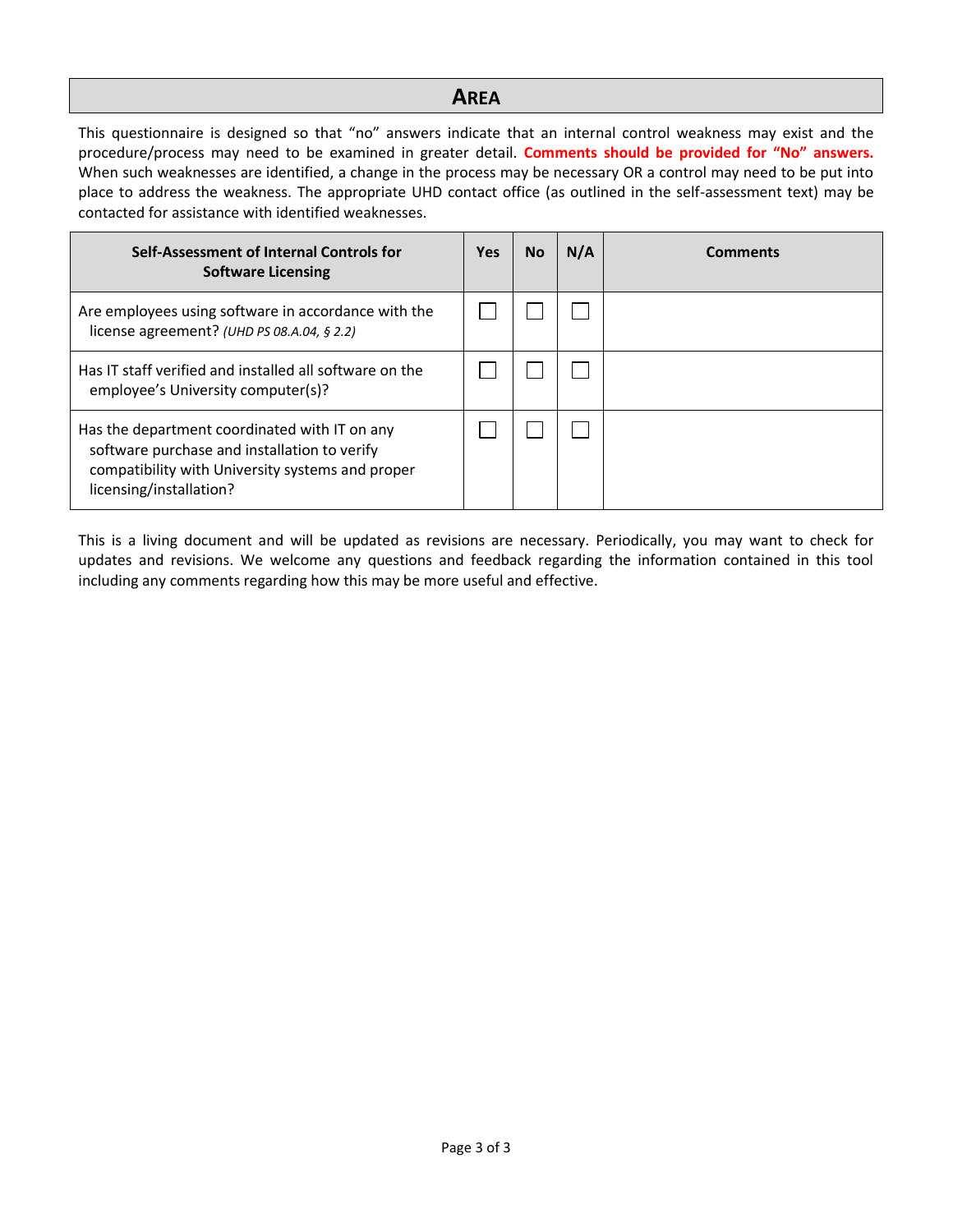# AREA

This questionnaire is designed so that "no" answers indicate that an internal control weakness may exist and the procedure/process may need to be examined in greater detail. **Comments should be provided for "No" answers.** When such weaknesses are identified, a change in the process may be necessary OR a control may need to be put into place to address the weakness. The appropriate UHD contact office (as outlined in the self-assessment text) may be contacted for assistance with identified weaknesses.

| Self-Assessment of Internal Controls for Software Licensing | Yes | No | N/A | Comments |
|---|---|---|---|---|
| Are employees using software in accordance with the license agreement? *(UHD PS 08.A.04, § 2.2)* | ☐ | ☐ | ☐ | |
| Has IT staff verified and installed all software on the employee's University computer(s)? | ☐ | ☐ | ☐ | |
| Has the department coordinated with IT on any software purchase and installation to verify compatibility with University systems and proper licensing/installation? | ☐ | ☐ | ☐ | |

This is a living document and will be updated as revisions are necessary. Periodically, you may want to check for updates and revisions. We welcome any questions and feedback regarding the information contained in this tool including any comments regarding how this may be more useful and effective.